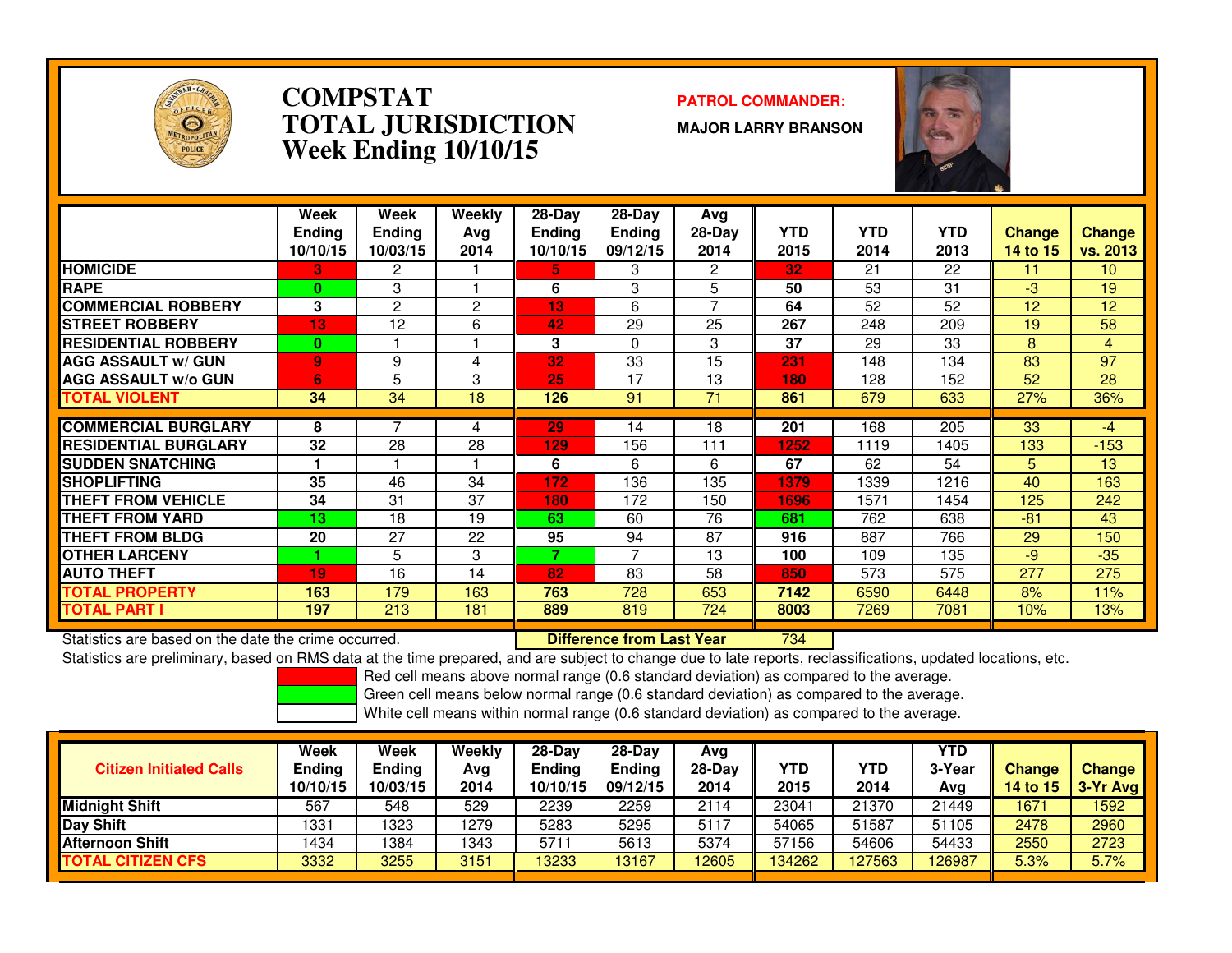# COMPSTAT
# TOTAL JURISDICTION
## Week Ending 10/10/15

**PATROL COMMANDER:**

**MAJOR LARRY BRANSON**

| | Week Ending 10/10/15 | Week Ending 10/03/15 | Weekly Avg 2014 | 28-Day Ending 10/10/15 | 28-Day Ending 09/12/15 | Avg 28-Day 2014 | YTD 2015 | YTD 2014 | YTD 2013 | Change 14 to 15 | Change vs. 2013 |
|---|---|---|---|---|---|---|---|---|---|---|---|
| HOMICIDE | 3 | 2 | 1 | 5 | 3 | 2 | 32 | 21 | 22 | 11 | 10 |
| RAPE | 0 | 3 | 1 | 6 | 3 | 5 | 50 | 53 | 31 | -3 | 19 |
| COMMERCIAL ROBBERY | 3 | 2 | 2 | 13 | 6 | 7 | 64 | 52 | 52 | 12 | 12 |
| STREET ROBBERY | 13 | 12 | 6 | 42 | 29 | 25 | 267 | 248 | 209 | 19 | 58 |
| RESIDENTIAL ROBBERY | 0 | 1 | 1 | 3 | 0 | 3 | 37 | 29 | 33 | 8 | 4 |
| AGG ASSAULT w/ GUN | 9 | 9 | 4 | 32 | 33 | 15 | 231 | 148 | 134 | 83 | 97 |
| AGG ASSAULT w/o GUN | 6 | 5 | 3 | 25 | 17 | 13 | 180 | 128 | 152 | 52 | 28 |
| TOTAL VIOLENT | 34 | 34 | 18 | 126 | 91 | 71 | 861 | 679 | 633 | 27% | 36% |
| COMMERCIAL BURGLARY | 8 | 7 | 4 | 29 | 14 | 18 | 201 | 168 | 205 | 33 | -4 |
| RESIDENTIAL BURGLARY | 32 | 28 | 28 | 129 | 156 | 111 | 1252 | 1119 | 1405 | 133 | -153 |
| SUDDEN SNATCHING | 1 | 1 | 1 | 6 | 6 | 6 | 67 | 62 | 54 | 5 | 13 |
| SHOPLIFTING | 35 | 46 | 34 | 172 | 136 | 135 | 1379 | 1339 | 1216 | 40 | 163 |
| THEFT FROM VEHICLE | 34 | 31 | 37 | 180 | 172 | 150 | 1696 | 1571 | 1454 | 125 | 242 |
| THEFT FROM YARD | 13 | 18 | 19 | 63 | 60 | 76 | 681 | 762 | 638 | -81 | 43 |
| THEFT FROM BLDG | 20 | 27 | 22 | 95 | 94 | 87 | 916 | 887 | 766 | 29 | 150 |
| OTHER LARCENY | 1 | 5 | 3 | 7 | 7 | 13 | 100 | 109 | 135 | -9 | -35 |
| AUTO THEFT | 19 | 16 | 14 | 82 | 83 | 58 | 850 | 573 | 575 | 277 | 275 |
| TOTAL PROPERTY | 163 | 179 | 163 | 763 | 728 | 653 | 7142 | 6590 | 6448 | 8% | 11% |
| TOTAL PART I | 197 | 213 | 181 | 889 | 819 | 724 | 8003 | 7269 | 7081 | 10% | 13% |

Statistics are based on the date the crime occurred.

**Difference from Last Year** 734

Statistics are preliminary, based on RMS data at the time prepared, and are subject to change due to late reports, reclassifications, updated locations, etc.

Red cell means above normal range (0.6 standard deviation) as compared to the average.

Green cell means below normal range (0.6 standard deviation) as compared to the average.

White cell means within normal range (0.6 standard deviation) as compared to the average.

| Citizen Initiated Calls | Week Ending 10/10/15 | Week Ending 10/03/15 | Weekly Avg 2014 | 28-Day Ending 10/10/15 | 28-Day Ending 09/12/15 | Avg 28-Day 2014 | YTD 2015 | YTD 2014 | YTD 3-Year Avg | Change 14 to 15 | Change 3-Yr Avg |
|---|---|---|---|---|---|---|---|---|---|---|---|
| Midnight Shift | 567 | 548 | 529 | 2239 | 2259 | 2114 | 23041 | 21370 | 21449 | 1671 | 1592 |
| Day Shift | 1331 | 1323 | 1279 | 5283 | 5295 | 5117 | 54065 | 51587 | 51105 | 2478 | 2960 |
| Afternoon Shift | 1434 | 1384 | 1343 | 5711 | 5613 | 5374 | 57156 | 54606 | 54433 | 2550 | 2723 |
| TOTAL CITIZEN CFS | 3332 | 3255 | 3151 | 13233 | 13167 | 12605 | 134262 | 127563 | 126987 | 5.3% | 5.7% |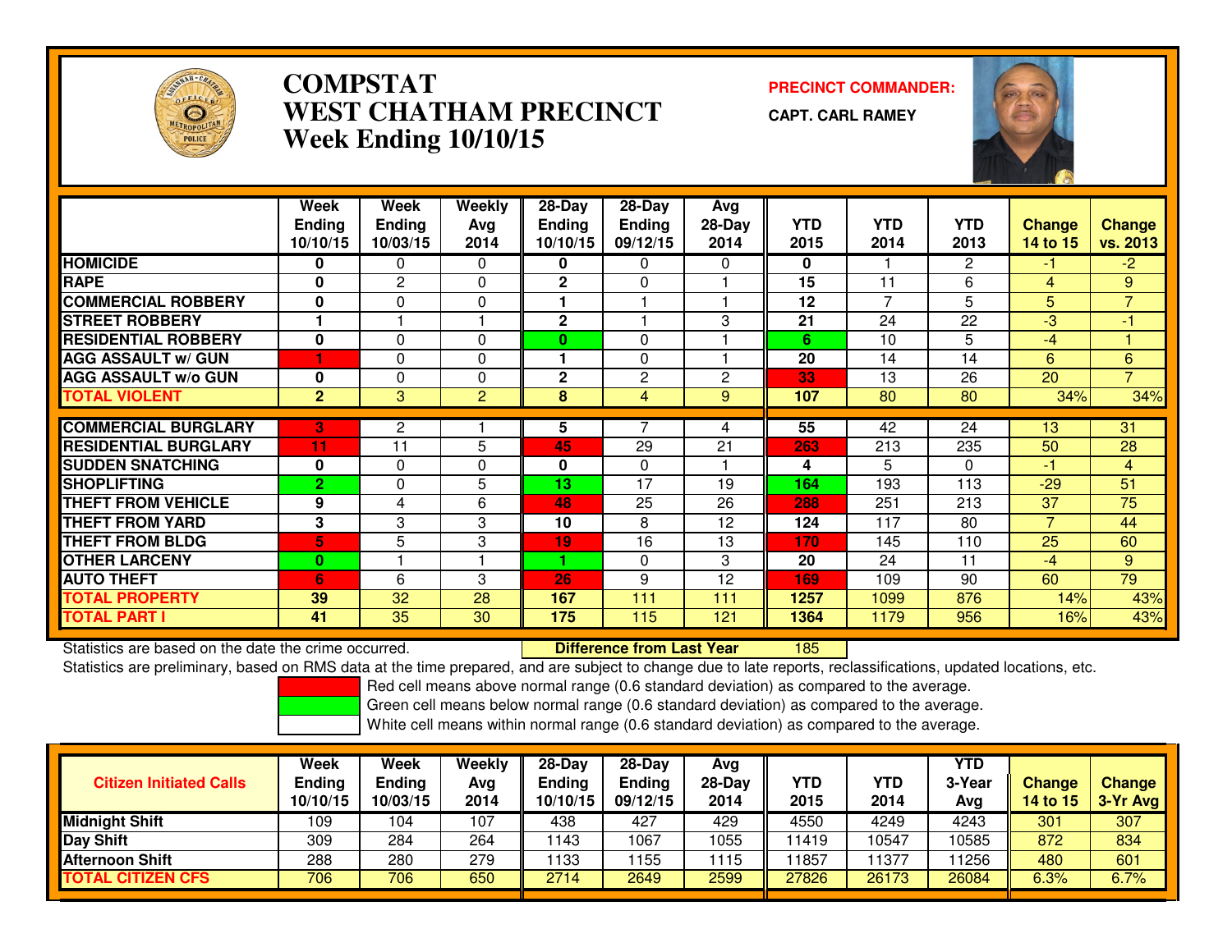# COMPSTAT
# WEST CHATHAM PRECINCT
## Week Ending 10/10/15

**PRECINCT COMMANDER:**

**CAPT. CARL RAMEY**

| | Week Ending 10/10/15 | Week Ending 10/03/15 | Weekly Avg 2014 | 28-Day Ending 10/10/15 | 28-Day Ending 09/12/15 | Avg 28-Day 2014 | YTD 2015 | YTD 2014 | YTD 2013 | Change 14 to 15 | Change vs. 2013 |
|---|---|---|---|---|---|---|---|---|---|---|---|
| HOMICIDE | 0 | 0 | 0 | 0 | 0 | 0 | 0 | 1 | 2 | -1 | -2 |
| RAPE | 0 | 2 | 0 | 2 | 0 | 1 | 15 | 11 | 6 | 4 | 9 |
| COMMERCIAL ROBBERY | 0 | 0 | 0 | 1 | 1 | 1 | 12 | 7 | 5 | 5 | 7 |
| STREET ROBBERY | 1 | 1 | 1 | 2 | 1 | 3 | 21 | 24 | 22 | -3 | -1 |
| RESIDENTIAL ROBBERY | 0 | 0 | 0 | 0 | 0 | 1 | 6 | 10 | 5 | -4 | 1 |
| AGG ASSAULT w/ GUN | 1 | 0 | 0 | 1 | 0 | 1 | 20 | 14 | 14 | 6 | 6 |
| AGG ASSAULT w/o GUN | 0 | 0 | 0 | 2 | 2 | 2 | 33 | 13 | 26 | 20 | 7 |
| TOTAL VIOLENT | 2 | 3 | 2 | 8 | 4 | 9 | 107 | 80 | 80 | 34% | 34% |
| COMMERCIAL BURGLARY | 3 | 2 | 1 | 5 | 7 | 4 | 55 | 42 | 24 | 13 | 31 |
| RESIDENTIAL BURGLARY | 11 | 11 | 5 | 45 | 29 | 21 | 263 | 213 | 235 | 50 | 28 |
| SUDDEN SNATCHING | 0 | 0 | 0 | 0 | 0 | 1 | 4 | 5 | 0 | -1 | 4 |
| SHOPLIFTING | 2 | 0 | 5 | 13 | 17 | 19 | 164 | 193 | 113 | -29 | 51 |
| THEFT FROM VEHICLE | 9 | 4 | 6 | 48 | 25 | 26 | 288 | 251 | 213 | 37 | 75 |
| THEFT FROM YARD | 3 | 3 | 3 | 10 | 8 | 12 | 124 | 117 | 80 | 7 | 44 |
| THEFT FROM BLDG | 5 | 5 | 3 | 19 | 16 | 13 | 170 | 145 | 110 | 25 | 60 |
| OTHER LARCENY | 0 | 1 | 1 | 1 | 0 | 3 | 20 | 24 | 11 | -4 | 9 |
| AUTO THEFT | 6 | 6 | 3 | 26 | 9 | 12 | 169 | 109 | 90 | 60 | 79 |
| TOTAL PROPERTY | 39 | 32 | 28 | 167 | 111 | 111 | 1257 | 1099 | 876 | 14% | 43% |
| TOTAL PART I | 41 | 35 | 30 | 175 | 115 | 121 | 1364 | 1179 | 956 | 16% | 43% |

Statistics are based on the date the crime occurred. **Difference from Last Year** 185

Statistics are preliminary, based on RMS data at the time prepared, and are subject to change due to late reports, reclassifications, updated locations, etc.

Red cell means above normal range (0.6 standard deviation) as compared to the average.

Green cell means below normal range (0.6 standard deviation) as compared to the average.

White cell means within normal range (0.6 standard deviation) as compared to the average.

| Citizen Initiated Calls | Week Ending 10/10/15 | Week Ending 10/03/15 | Weekly Avg 2014 | 28-Day Ending 10/10/15 | 28-Day Ending 09/12/15 | Avg 28-Day 2014 | YTD 2015 | YTD 2014 | YTD 3-Year Avg | Change 14 to 15 | Change 3-Yr Avg |
|---|---|---|---|---|---|---|---|---|---|---|---|
| Midnight Shift | 109 | 104 | 107 | 438 | 427 | 429 | 4550 | 4249 | 4243 | 301 | 307 |
| Day Shift | 309 | 284 | 264 | 1143 | 1067 | 1055 | 11419 | 10547 | 10585 | 872 | 834 |
| Afternoon Shift | 288 | 280 | 279 | 1133 | 1155 | 1115 | 11857 | 11377 | 11256 | 480 | 601 |
| TOTAL CITIZEN CFS | 706 | 706 | 650 | 2714 | 2649 | 2599 | 27826 | 26173 | 26084 | 6.3% | 6.7% |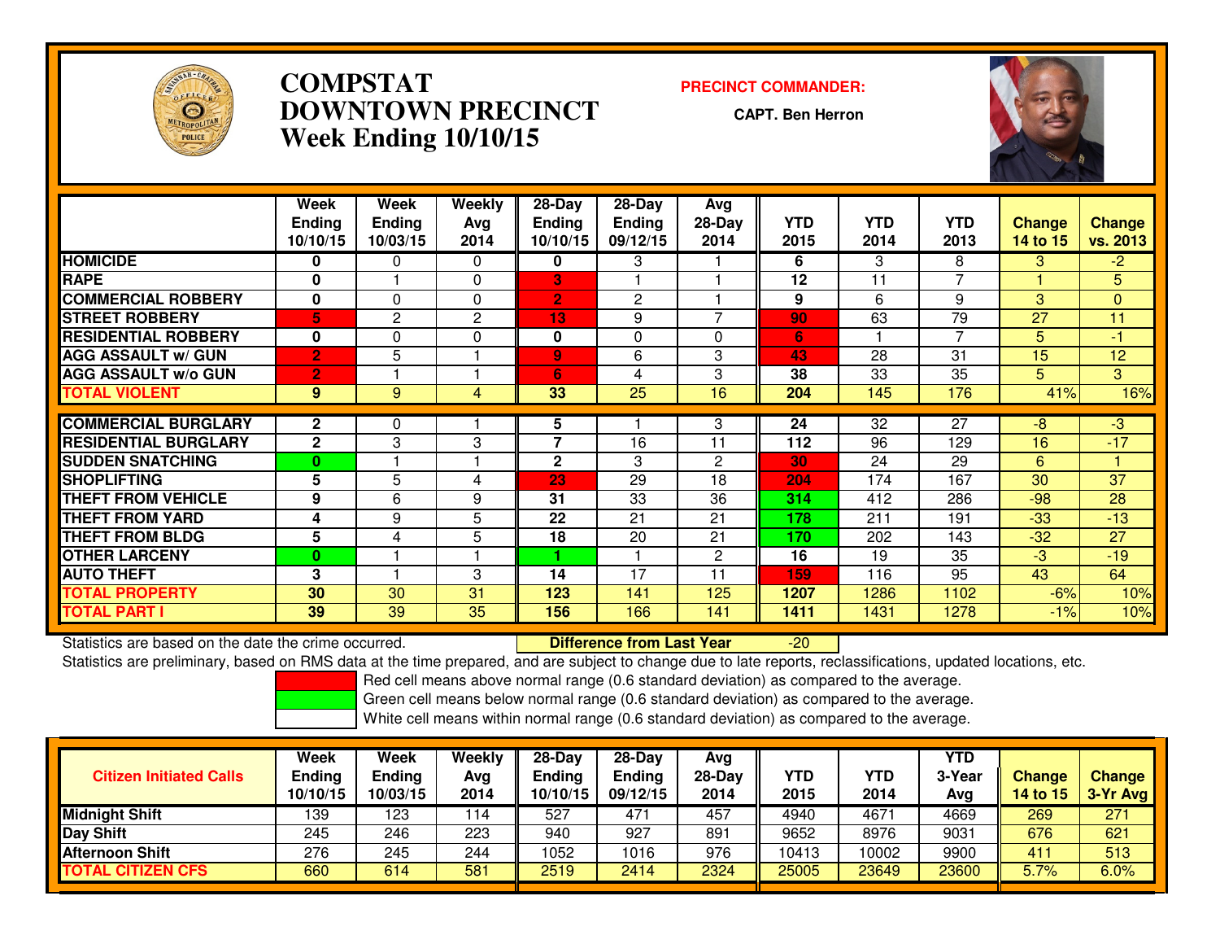# COMPSTAT
# DOWNTOWN PRECINCT
# Week Ending 10/10/15

**PRECINCT COMMANDER:**

**CAPT. Ben Herron**

| | Week Ending 10/10/15 | Week Ending 10/03/15 | Weekly Avg 2014 | 28-Day Ending 10/10/15 | 28-Day Ending 09/12/15 | Avg 28-Day 2014 | YTD 2015 | YTD 2014 | YTD 2013 | Change 14 to 15 | Change vs. 2013 |
|---|---|---|---|---|---|---|---|---|---|---|---|
| HOMICIDE | 0 | 0 | 0 | 0 | 3 | 1 | 6 | 3 | 8 | 3 | -2 |
| RAPE | 0 | 1 | 0 | 3 | 1 | 1 | 12 | 11 | 7 | 1 | 5 |
| COMMERCIAL ROBBERY | 0 | 0 | 0 | 2 | 2 | 1 | 9 | 6 | 9 | 3 | 0 |
| STREET ROBBERY | 5 | 2 | 2 | 13 | 9 | 7 | 90 | 63 | 79 | 27 | 11 |
| RESIDENTIAL ROBBERY | 0 | 0 | 0 | 0 | 0 | 0 | 6 | 1 | 7 | 5 | -1 |
| AGG ASSAULT w/ GUN | 2 | 5 | 1 | 9 | 6 | 3 | 43 | 28 | 31 | 15 | 12 |
| AGG ASSAULT w/o GUN | 2 | 1 | 1 | 6 | 4 | 3 | 38 | 33 | 35 | 5 | 3 |
| TOTAL VIOLENT | 9 | 9 | 4 | 33 | 25 | 16 | 204 | 145 | 176 | 41% | 16% |
| COMMERCIAL BURGLARY | 2 | 0 | 1 | 5 | 1 | 3 | 24 | 32 | 27 | -8 | -3 |
| RESIDENTIAL BURGLARY | 2 | 3 | 3 | 7 | 16 | 11 | 112 | 96 | 129 | 16 | -17 |
| SUDDEN SNATCHING | 0 | 1 | 1 | 2 | 3 | 2 | 30 | 24 | 29 | 6 | 1 |
| SHOPLIFTING | 5 | 5 | 4 | 23 | 29 | 18 | 204 | 174 | 167 | 30 | 37 |
| THEFT FROM VEHICLE | 9 | 6 | 9 | 31 | 33 | 36 | 314 | 412 | 286 | -98 | 28 |
| THEFT FROM YARD | 4 | 9 | 5 | 22 | 21 | 21 | 178 | 211 | 191 | -33 | -13 |
| THEFT FROM BLDG | 5 | 4 | 5 | 18 | 20 | 21 | 170 | 202 | 143 | -32 | 27 |
| OTHER LARCENY | 0 | 1 | 1 | 1 | 1 | 2 | 16 | 19 | 35 | -3 | -19 |
| AUTO THEFT | 3 | 1 | 3 | 14 | 17 | 11 | 159 | 116 | 95 | 43 | 64 |
| TOTAL PROPERTY | 30 | 30 | 31 | 123 | 141 | 125 | 1207 | 1286 | 1102 | -6% | 10% |
| TOTAL PART I | 39 | 39 | 35 | 156 | 166 | 141 | 1411 | 1431 | 1278 | -1% | 10% |

Statistics are based on the date the crime occurred. **Difference from Last Year** -20

Statistics are preliminary, based on RMS data at the time prepared, and are subject to change due to late reports, reclassifications, updated locations, etc.

Red cell means above normal range (0.6 standard deviation) as compared to the average.

Green cell means below normal range (0.6 standard deviation) as compared to the average.

White cell means within normal range (0.6 standard deviation) as compared to the average.

| Citizen Initiated Calls | Week Ending 10/10/15 | Week Ending 10/03/15 | Weekly Avg 2014 | 28-Day Ending 10/10/15 | 28-Day Ending 09/12/15 | Avg 28-Day 2014 | YTD 2015 | YTD 2014 | YTD 3-Year Avg | Change 14 to 15 | Change 3-Yr Avg |
|---|---|---|---|---|---|---|---|---|---|---|---|
| Midnight Shift | 139 | 123 | 114 | 527 | 471 | 457 | 4940 | 4671 | 4669 | 269 | 271 |
| Day Shift | 245 | 246 | 223 | 940 | 927 | 891 | 9652 | 8976 | 9031 | 676 | 621 |
| Afternoon Shift | 276 | 245 | 244 | 1052 | 1016 | 976 | 10413 | 10002 | 9900 | 411 | 513 |
| TOTAL CITIZEN CFS | 660 | 614 | 581 | 2519 | 2414 | 2324 | 25005 | 23649 | 23600 | 5.7% | 6.0% |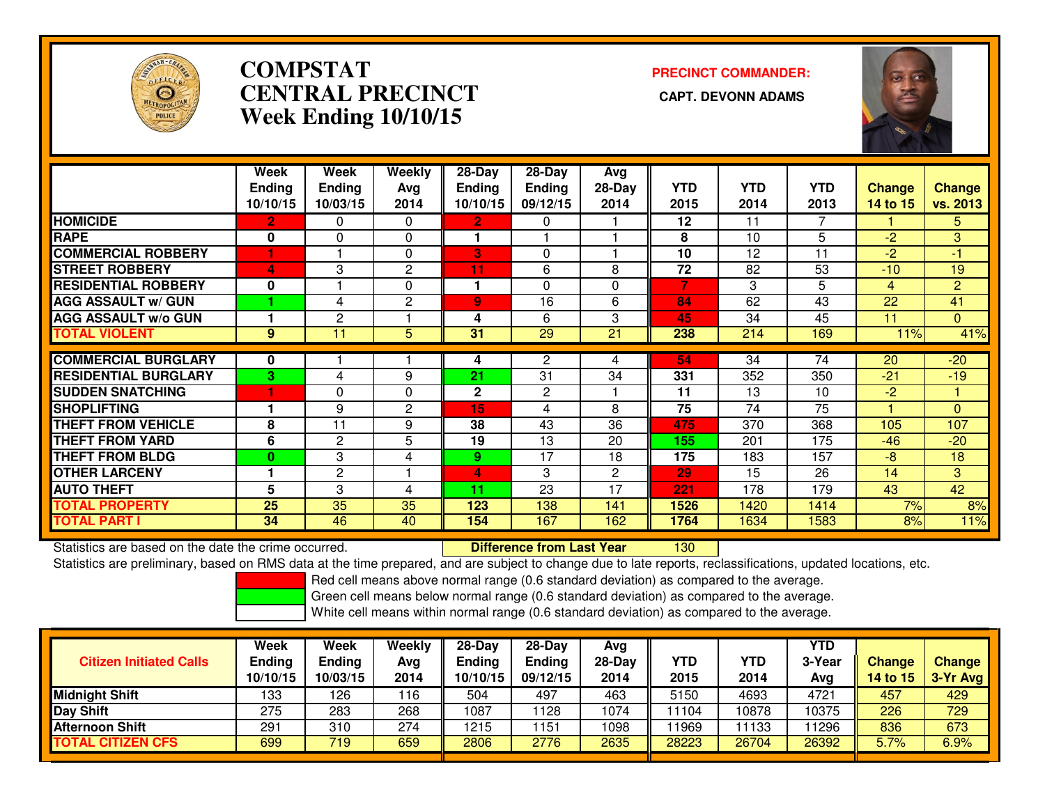# COMPSTAT CENTRAL PRECINCT Week Ending 10/10/15

**PRECINCT COMMANDER:**

**CAPT. DEVONN ADAMS**

| | Week Ending 10/10/15 | Week Ending 10/03/15 | Weekly Avg 2014 | 28-Day Ending 10/10/15 | 28-Day Ending 09/12/15 | Avg 28-Day 2014 | YTD 2015 | YTD 2014 | YTD 2013 | Change 14 to 15 | Change vs. 2013 |
|---|---|---|---|---|---|---|---|---|---|---|---|
| HOMICIDE | 2 | 0 | 0 | 2 | 0 | 1 | 12 | 11 | 7 | 1 | 5 |
| RAPE | 0 | 0 | 0 | 1 | 1 | 1 | 8 | 10 | 5 | -2 | 3 |
| COMMERCIAL ROBBERY | 1 | 1 | 0 | 3 | 0 | 1 | 10 | 12 | 11 | -2 | -1 |
| STREET ROBBERY | 4 | 3 | 2 | 11 | 6 | 8 | 72 | 82 | 53 | -10 | 19 |
| RESIDENTIAL ROBBERY | 0 | 1 | 0 | 1 | 0 | 0 | 7 | 3 | 5 | 4 | 2 |
| AGG ASSAULT w/ GUN | 1 | 4 | 2 | 9 | 16 | 6 | 84 | 62 | 43 | 22 | 41 |
| AGG ASSAULT w/o GUN | 1 | 2 | 1 | 4 | 6 | 3 | 45 | 34 | 45 | 11 | 0 |
| TOTAL VIOLENT | 9 | 11 | 5 | 31 | 29 | 21 | 238 | 214 | 169 | 11% | 41% |
| COMMERCIAL BURGLARY | 0 | 1 | 1 | 4 | 2 | 4 | 54 | 34 | 74 | 20 | -20 |
| RESIDENTIAL BURGLARY | 3 | 4 | 9 | 21 | 31 | 34 | 331 | 352 | 350 | -21 | -19 |
| SUDDEN SNATCHING | 1 | 0 | 0 | 2 | 2 | 1 | 11 | 13 | 10 | -2 | 1 |
| SHOPLIFTING | 1 | 9 | 2 | 15 | 4 | 8 | 75 | 74 | 75 | 1 | 0 |
| THEFT FROM VEHICLE | 8 | 11 | 9 | 38 | 43 | 36 | 475 | 370 | 368 | 105 | 107 |
| THEFT FROM YARD | 6 | 2 | 5 | 19 | 13 | 20 | 155 | 201 | 175 | -46 | -20 |
| THEFT FROM BLDG | 0 | 3 | 4 | 9 | 17 | 18 | 175 | 183 | 157 | -8 | 18 |
| OTHER LARCENY | 1 | 2 | 1 | 4 | 3 | 2 | 29 | 15 | 26 | 14 | 3 |
| AUTO THEFT | 5 | 3 | 4 | 11 | 23 | 17 | 221 | 178 | 179 | 43 | 42 |
| TOTAL PROPERTY | 25 | 35 | 35 | 123 | 138 | 141 | 1526 | 1420 | 1414 | 7% | 8% |
| TOTAL PART I | 34 | 46 | 40 | 154 | 167 | 162 | 1764 | 1634 | 1583 | 8% | 11% |

Statistics are based on the date the crime occurred. **Difference from Last Year** 130

Statistics are preliminary, based on RMS data at the time prepared, and are subject to change due to late reports, reclassifications, updated locations, etc.

Red cell means above normal range (0.6 standard deviation) as compared to the average.
Green cell means below normal range (0.6 standard deviation) as compared to the average.
White cell means within normal range (0.6 standard deviation) as compared to the average.

| Citizen Initiated Calls | Week Ending 10/10/15 | Week Ending 10/03/15 | Weekly Avg 2014 | 28-Day Ending 10/10/15 | 28-Day Ending 09/12/15 | Avg 28-Day 2014 | YTD 2015 | YTD 2014 | YTD 3-Year Avg | Change 14 to 15 | Change 3-Yr Avg |
|---|---|---|---|---|---|---|---|---|---|---|---|
| Midnight Shift | 133 | 126 | 116 | 504 | 497 | 463 | 5150 | 4693 | 4721 | 457 | 429 |
| Day Shift | 275 | 283 | 268 | 1087 | 1128 | 1074 | 11104 | 10878 | 10375 | 226 | 729 |
| Afternoon Shift | 291 | 310 | 274 | 1215 | 1151 | 1098 | 11969 | 11133 | 11296 | 836 | 673 |
| TOTAL CITIZEN CFS | 699 | 719 | 659 | 2806 | 2776 | 2635 | 28223 | 26704 | 26392 | 5.7% | 6.9% |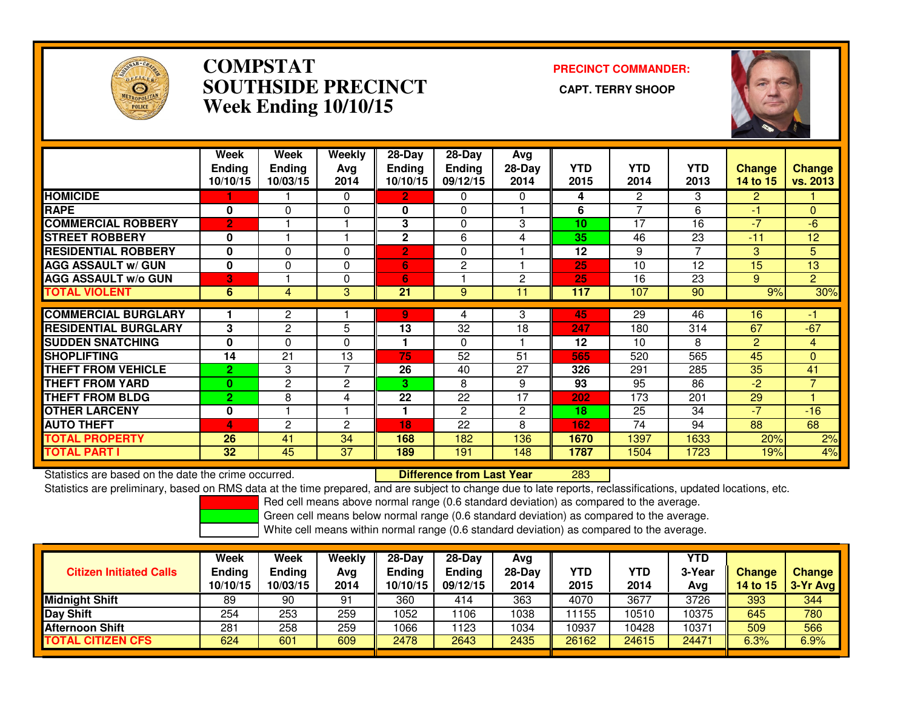# COMPSTAT
## SOUTHSIDE PRECINCT
### Week Ending 10/10/15

**PRECINCT COMMANDER:**
**CAPT. TERRY SHOOP**

| | Week Ending 10/10/15 | Week Ending 10/03/15 | Weekly Avg 2014 | 28-Day Ending 10/10/15 | 28-Day Ending 09/12/15 | Avg 28-Day 2014 | YTD 2015 | YTD 2014 | YTD 2013 | Change 14 to 15 | Change vs. 2013 |
|---|---|---|---|---|---|---|---|---|---|---|---|
| HOMICIDE | 1 | 1 | 0 | 2 | 0 | 0 | 4 | 2 | 3 | 2 | 1 |
| RAPE | 0 | 0 | 0 | 0 | 0 | 1 | 6 | 7 | 6 | -1 | 0 |
| COMMERCIAL ROBBERY | 2 | 1 | 1 | 3 | 0 | 3 | 10 | 17 | 16 | -7 | -6 |
| STREET ROBBERY | 0 | 1 | 1 | 2 | 6 | 4 | 35 | 46 | 23 | -11 | 12 |
| RESIDENTIAL ROBBERY | 0 | 0 | 0 | 2 | 0 | 1 | 12 | 9 | 7 | 3 | 5 |
| AGG ASSAULT w/ GUN | 0 | 0 | 0 | 6 | 2 | 1 | 25 | 10 | 12 | 15 | 13 |
| AGG ASSAULT w/o GUN | 3 | 1 | 0 | 6 | 1 | 2 | 25 | 16 | 23 | 9 | 2 |
| TOTAL VIOLENT | 6 | 4 | 3 | 21 | 9 | 11 | 117 | 107 | 90 | 9% | 30% |
| COMMERCIAL BURGLARY | 1 | 2 | 1 | 9 | 4 | 3 | 45 | 29 | 46 | 16 | -1 |
| RESIDENTIAL BURGLARY | 3 | 2 | 5 | 13 | 32 | 18 | 247 | 180 | 314 | 67 | -67 |
| SUDDEN SNATCHING | 0 | 0 | 0 | 1 | 0 | 1 | 12 | 10 | 8 | 2 | 4 |
| SHOPLIFTING | 14 | 21 | 13 | 75 | 52 | 51 | 565 | 520 | 565 | 45 | 0 |
| THEFT FROM VEHICLE | 2 | 3 | 7 | 26 | 40 | 27 | 326 | 291 | 285 | 35 | 41 |
| THEFT FROM YARD | 0 | 2 | 2 | 3 | 8 | 9 | 93 | 95 | 86 | -2 | 7 |
| THEFT FROM BLDG | 2 | 8 | 4 | 22 | 22 | 17 | 202 | 173 | 201 | 29 | 1 |
| OTHER LARCENY | 0 | 1 | 1 | 1 | 2 | 2 | 18 | 25 | 34 | -7 | -16 |
| AUTO THEFT | 4 | 2 | 2 | 18 | 22 | 8 | 162 | 74 | 94 | 88 | 68 |
| TOTAL PROPERTY | 26 | 41 | 34 | 168 | 182 | 136 | 1670 | 1397 | 1633 | 20% | 2% |
| TOTAL PART I | 32 | 45 | 37 | 189 | 191 | 148 | 1787 | 1504 | 1723 | 19% | 4% |

Statistics are based on the date the crime occurred. **Difference from Last Year** 283

Statistics are preliminary, based on RMS data at the time prepared, and are subject to change due to late reports, reclassifications, updated locations, etc.

Red cell means above normal range (0.6 standard deviation) as compared to the average.
Green cell means below normal range (0.6 standard deviation) as compared to the average.
White cell means within normal range (0.6 standard deviation) as compared to the average.

| Citizen Initiated Calls | Week Ending 10/10/15 | Week Ending 10/03/15 | Weekly Avg 2014 | 28-Day Ending 10/10/15 | 28-Day Ending 09/12/15 | Avg 28-Day 2014 | YTD 2015 | YTD 2014 | YTD 3-Year Avg | Change 14 to 15 | Change 3-Yr Avg |
|---|---|---|---|---|---|---|---|---|---|---|---|
| Midnight Shift | 89 | 90 | 91 | 360 | 414 | 363 | 4070 | 3677 | 3726 | 393 | 344 |
| Day Shift | 254 | 253 | 259 | 1052 | 1106 | 1038 | 11155 | 10510 | 10375 | 645 | 780 |
| Afternoon Shift | 281 | 258 | 259 | 1066 | 1123 | 1034 | 10937 | 10428 | 10371 | 509 | 566 |
| TOTAL CITIZEN CFS | 624 | 601 | 609 | 2478 | 2643 | 2435 | 26162 | 24615 | 24471 | 6.3% | 6.9% |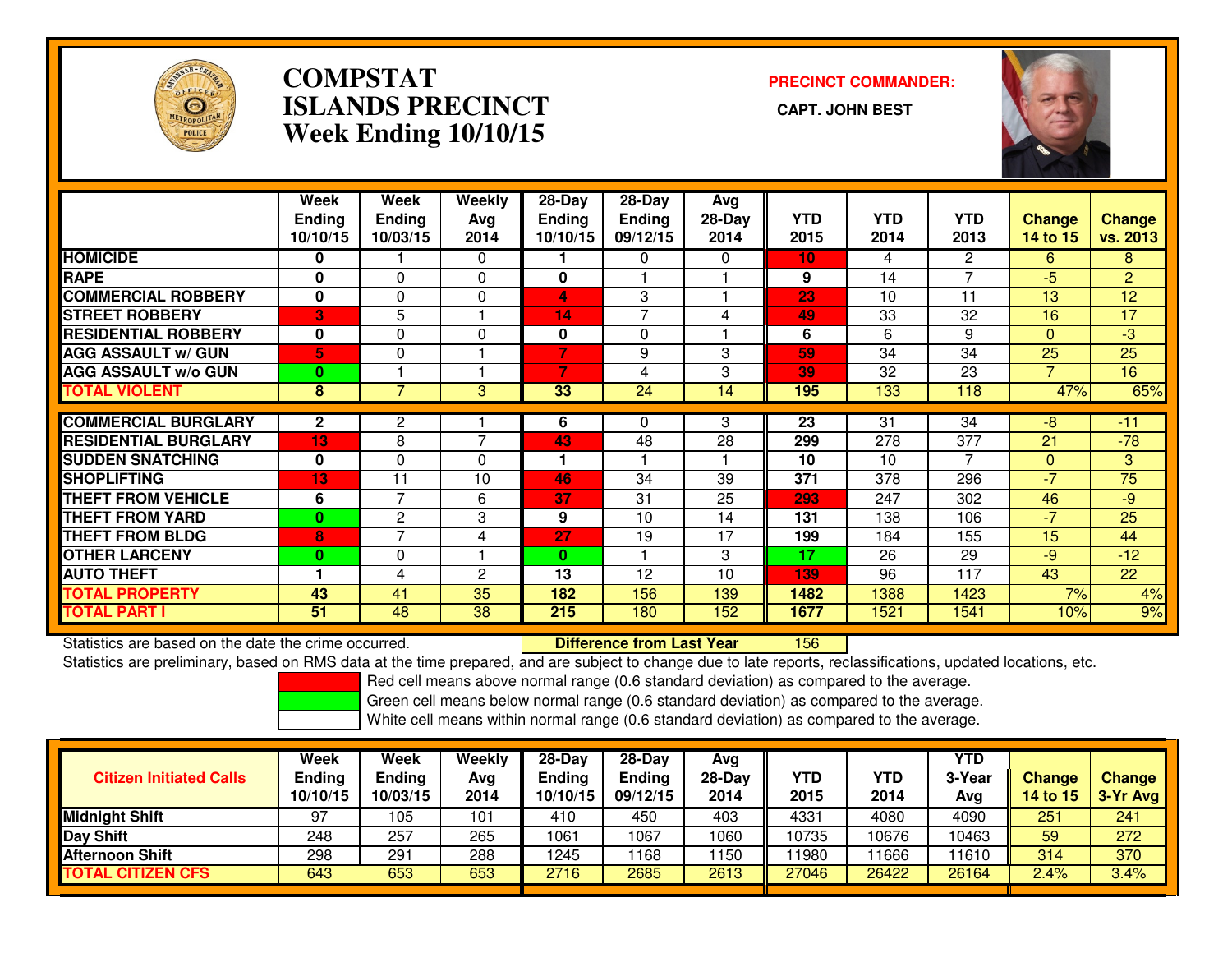# COMPSTAT
# ISLANDS PRECINCT
## Week Ending 10/10/15

**PRECINCT COMMANDER:**

**CAPT. JOHN BEST**

| | Week Ending 10/10/15 | Week Ending 10/03/15 | Weekly Avg 2014 | 28-Day Ending 10/10/15 | 28-Day Ending 09/12/15 | Avg 28-Day 2014 | YTD 2015 | YTD 2014 | YTD 2013 | Change 14 to 15 | Change vs. 2013 |
|---|---|---|---|---|---|---|---|---|---|---|---|
| HOMICIDE | 0 | 1 | 0 | 1 | 0 | 0 | 10 | 4 | 2 | 6 | 8 |
| RAPE | 0 | 0 | 0 | 0 | 1 | 1 | 9 | 14 | 7 | -5 | 2 |
| COMMERCIAL ROBBERY | 0 | 0 | 0 | 4 | 3 | 1 | 23 | 10 | 11 | 13 | 12 |
| STREET ROBBERY | 3 | 5 | 1 | 14 | 7 | 4 | 49 | 33 | 32 | 16 | 17 |
| RESIDENTIAL ROBBERY | 0 | 0 | 0 | 0 | 0 | 1 | 6 | 6 | 9 | 0 | -3 |
| AGG ASSAULT w/ GUN | 5 | 0 | 1 | 7 | 9 | 3 | 59 | 34 | 34 | 25 | 25 |
| AGG ASSAULT w/o GUN | 0 | 1 | 1 | 7 | 4 | 3 | 39 | 32 | 23 | 7 | 16 |
| TOTAL VIOLENT | 8 | 7 | 3 | 33 | 24 | 14 | 195 | 133 | 118 | 47% | 65% |
| COMMERCIAL BURGLARY | 2 | 2 | 1 | 6 | 0 | 3 | 23 | 31 | 34 | -8 | -11 |
| RESIDENTIAL BURGLARY | 13 | 8 | 7 | 43 | 48 | 28 | 299 | 278 | 377 | 21 | -78 |
| SUDDEN SNATCHING | 0 | 0 | 0 | 1 | 1 | 1 | 10 | 10 | 7 | 0 | 3 |
| SHOPLIFTING | 13 | 11 | 10 | 46 | 34 | 39 | 371 | 378 | 296 | -7 | 75 |
| THEFT FROM VEHICLE | 6 | 7 | 6 | 37 | 31 | 25 | 293 | 247 | 302 | 46 | -9 |
| THEFT FROM YARD | 0 | 2 | 3 | 9 | 10 | 14 | 131 | 138 | 106 | -7 | 25 |
| THEFT FROM BLDG | 8 | 7 | 4 | 27 | 19 | 17 | 199 | 184 | 155 | 15 | 44 |
| OTHER LARCENY | 0 | 0 | 1 | 0 | 1 | 3 | 17 | 26 | 29 | -9 | -12 |
| AUTO THEFT | 1 | 4 | 2 | 13 | 12 | 10 | 139 | 96 | 117 | 43 | 22 |
| TOTAL PROPERTY | 43 | 41 | 35 | 182 | 156 | 139 | 1482 | 1388 | 1423 | 7% | 4% |
| TOTAL PART I | 51 | 48 | 38 | 215 | 180 | 152 | 1677 | 1521 | 1541 | 10% | 9% |

Statistics are based on the date the crime occurred. **Difference from Last Year** 156

Statistics are preliminary, based on RMS data at the time prepared, and are subject to change due to late reports, reclassifications, updated locations, etc.

Red cell means above normal range (0.6 standard deviation) as compared to the average.

Green cell means below normal range (0.6 standard deviation) as compared to the average.

White cell means within normal range (0.6 standard deviation) as compared to the average.

| Citizen Initiated Calls | Week Ending 10/10/15 | Week Ending 10/03/15 | Weekly Avg 2014 | 28-Day Ending 10/10/15 | 28-Day Ending 09/12/15 | Avg 28-Day 2014 | YTD 2015 | YTD 2014 | YTD 3-Year Avg | Change 14 to 15 | Change 3-Yr Avg |
|---|---|---|---|---|---|---|---|---|---|---|---|
| Midnight Shift | 97 | 105 | 101 | 410 | 450 | 403 | 4331 | 4080 | 4090 | 251 | 241 |
| Day Shift | 248 | 257 | 265 | 1061 | 1067 | 1060 | 10735 | 10676 | 10463 | 59 | 272 |
| Afternoon Shift | 298 | 291 | 288 | 1245 | 1168 | 1150 | 11980 | 11666 | 11610 | 314 | 370 |
| TOTAL CITIZEN CFS | 643 | 653 | 653 | 2716 | 2685 | 2613 | 27046 | 26422 | 26164 | 2.4% | 3.4% |